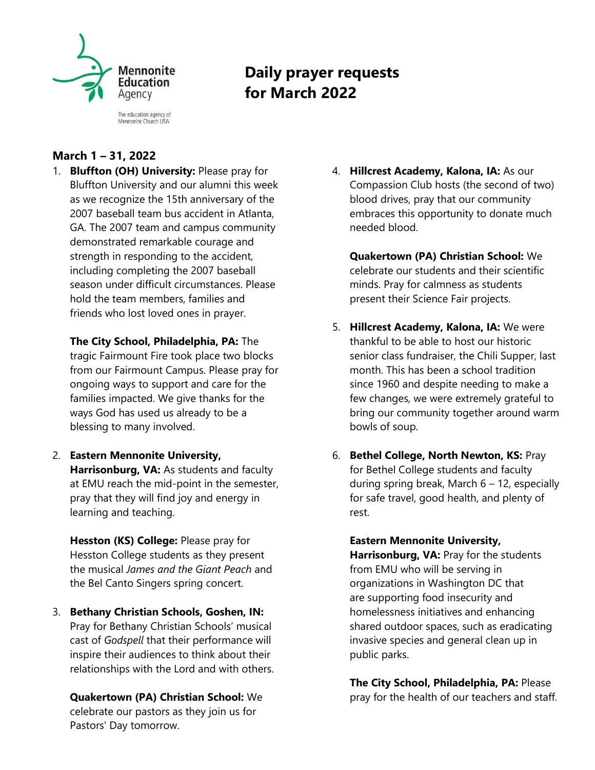Mennonite Education Agency

The education agency of Mennonite Church USA

# Daily prayer requests for March 2022

## March 1 – 31, 2022

1. **Bluffton (OH) University:** Please pray for Bluffton University and our alumni this week as we recognize the 15th anniversary of the 2007 baseball team bus accident in Atlanta, GA. The 2007 team and campus community demonstrated remarkable courage and strength in responding to the accident, including completing the 2007 baseball season under difficult circumstances. Please hold the team members, families and friends who lost loved ones in prayer.

   **The City School, Philadelphia, PA:** The tragic Fairmount Fire took place two blocks from our Fairmount Campus. Please pray for ongoing ways to support and care for the families impacted. We give thanks for the ways God has used us already to be a blessing to many involved.

2. **Eastern Mennonite University, Harrisonburg, VA:** As students and faculty at EMU reach the mid-point in the semester, pray that they will find joy and energy in learning and teaching.

   **Hesston (KS) College:** Please pray for Hesston College students as they present the musical *James and the Giant Peach* and the Bel Canto Singers spring concert.

3. **Bethany Christian Schools, Goshen, IN:** Pray for Bethany Christian Schools' musical cast of *Godspell* that their performance will inspire their audiences to think about their relationships with the Lord and with others.

   **Quakertown (PA) Christian School:** We celebrate our pastors as they join us for Pastors' Day tomorrow.

4. **Hillcrest Academy, Kalona, IA:** As our Compassion Club hosts (the second of two) blood drives, pray that our community embraces this opportunity to donate much needed blood.

   **Quakertown (PA) Christian School:** We celebrate our students and their scientific minds. Pray for calmness as students present their Science Fair projects.

5. **Hillcrest Academy, Kalona, IA:** We were thankful to be able to host our historic senior class fundraiser, the Chili Supper, last month. This has been a school tradition since 1960 and despite needing to make a few changes, we were extremely grateful to bring our community together around warm bowls of soup.

6. **Bethel College, North Newton, KS:** Pray for Bethel College students and faculty during spring break, March 6 – 12, especially for safe travel, good health, and plenty of rest.

   **Eastern Mennonite University, Harrisonburg, VA:** Pray for the students from EMU who will be serving in organizations in Washington DC that are supporting food insecurity and homelessness initiatives and enhancing shared outdoor spaces, such as eradicating invasive species and general clean up in public parks.

   **The City School, Philadelphia, PA:** Please pray for the health of our teachers and staff.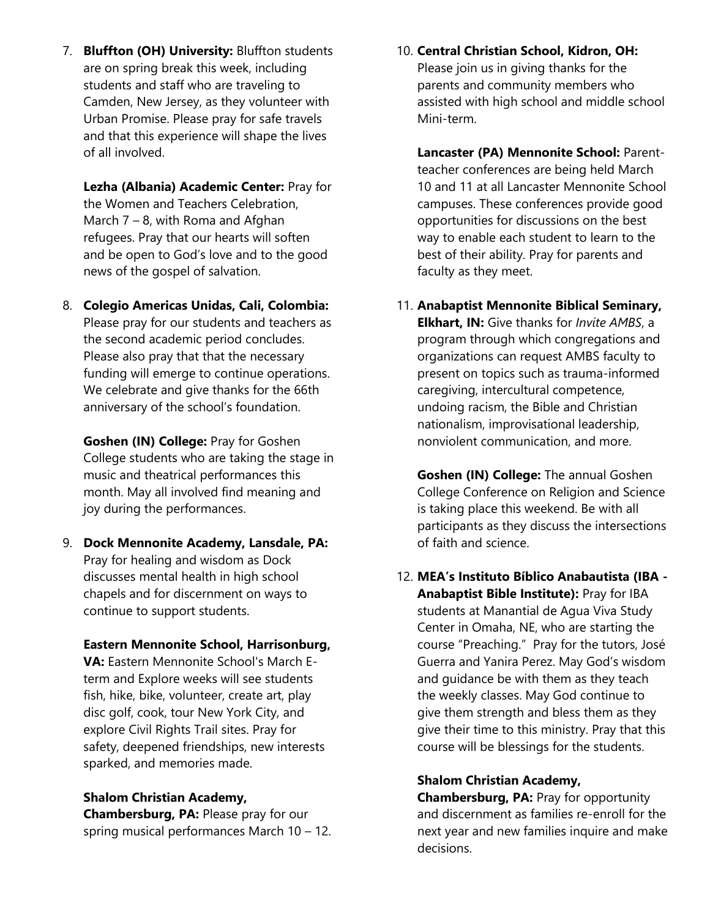7. **Bluffton (OH) University:** Bluffton students are on spring break this week, including students and staff who are traveling to Camden, New Jersey, as they volunteer with Urban Promise. Please pray for safe travels and that this experience will shape the lives of all involved.

   **Lezha (Albania) Academic Center:** Pray for the Women and Teachers Celebration, March 7 – 8, with Roma and Afghan refugees. Pray that our hearts will soften and be open to God's love and to the good news of the gospel of salvation.

8. **Colegio Americas Unidas, Cali, Colombia:** Please pray for our students and teachers as the second academic period concludes. Please also pray that that the necessary funding will emerge to continue operations. We celebrate and give thanks for the 66th anniversary of the school's foundation.

   **Goshen (IN) College:** Pray for Goshen College students who are taking the stage in music and theatrical performances this month. May all involved find meaning and joy during the performances.

9. **Dock Mennonite Academy, Lansdale, PA:** Pray for healing and wisdom as Dock discusses mental health in high school chapels and for discernment on ways to continue to support students.

   **Eastern Mennonite School, Harrisonburg, VA:** Eastern Mennonite School's March E-term and Explore weeks will see students fish, hike, bike, volunteer, create art, play disc golf, cook, tour New York City, and explore Civil Rights Trail sites. Pray for safety, deepened friendships, new interests sparked, and memories made.

   **Shalom Christian Academy, Chambersburg, PA:** Please pray for our spring musical performances March 10 – 12.

10. **Central Christian School, Kidron, OH:** Please join us in giving thanks for the parents and community members who assisted with high school and middle school Mini-term.

    **Lancaster (PA) Mennonite School:** Parent-teacher conferences are being held March 10 and 11 at all Lancaster Mennonite School campuses. These conferences provide good opportunities for discussions on the best way to enable each student to learn to the best of their ability. Pray for parents and faculty as they meet.

11. **Anabaptist Mennonite Biblical Seminary, Elkhart, IN:** Give thanks for *Invite AMBS*, a program through which congregations and organizations can request AMBS faculty to present on topics such as trauma-informed caregiving, intercultural competence, undoing racism, the Bible and Christian nationalism, improvisational leadership, nonviolent communication, and more.

    **Goshen (IN) College:** The annual Goshen College Conference on Religion and Science is taking place this weekend. Be with all participants as they discuss the intersections of faith and science.

12. **MEA's Instituto Bíblico Anabautista (IBA - Anabaptist Bible Institute):** Pray for IBA students at Manantial de Agua Viva Study Center in Omaha, NE, who are starting the course "Preaching." Pray for the tutors, José Guerra and Yanira Perez. May God's wisdom and guidance be with them as they teach the weekly classes. May God continue to give them strength and bless them as they give their time to this ministry. Pray that this course will be blessings for the students.

    **Shalom Christian Academy, Chambersburg, PA:** Pray for opportunity and discernment as families re-enroll for the next year and new families inquire and make decisions.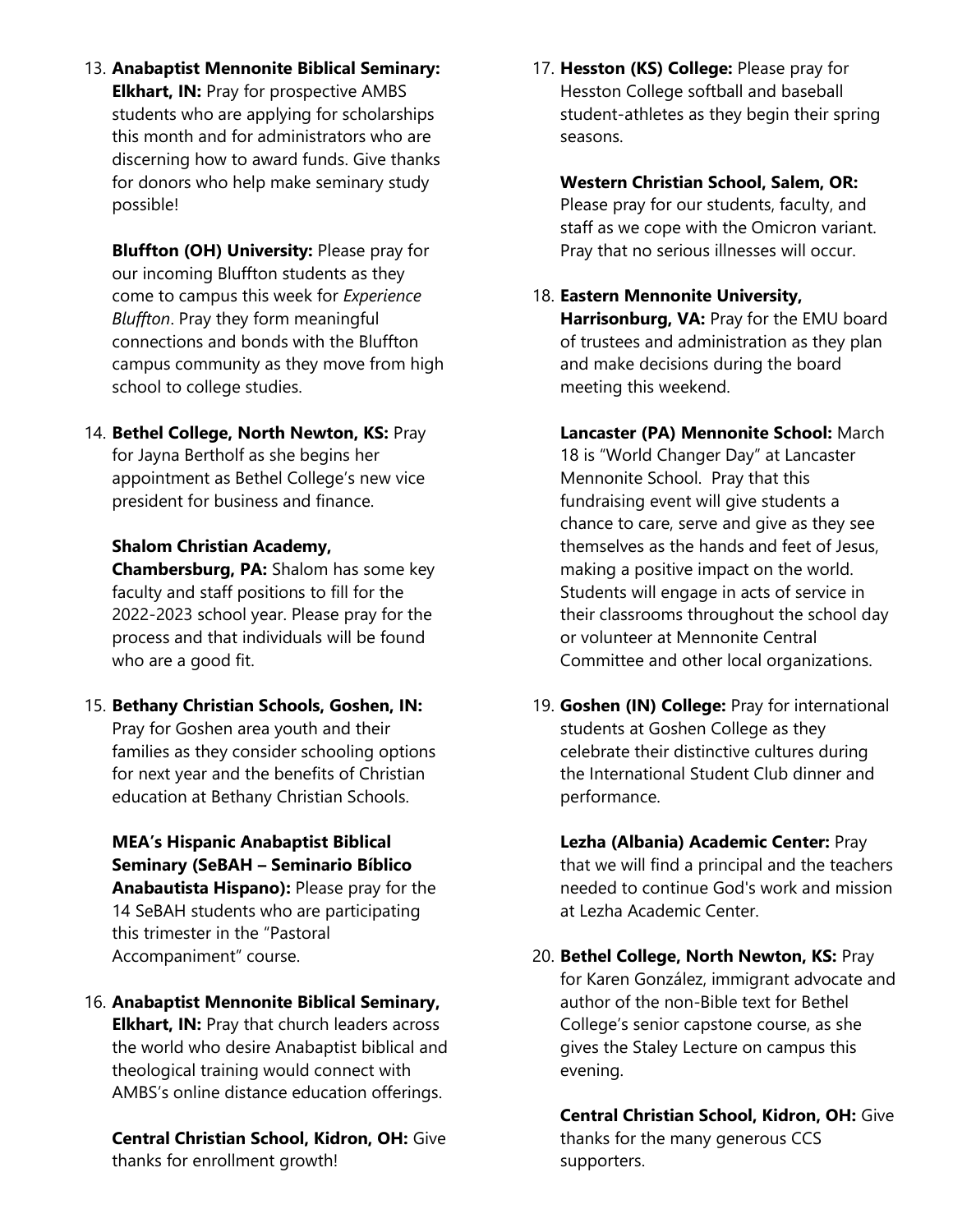13. **Anabaptist Mennonite Biblical Seminary: Elkhart, IN:** Pray for prospective AMBS students who are applying for scholarships this month and for administrators who are discerning how to award funds. Give thanks for donors who help make seminary study possible!

    **Bluffton (OH) University:** Please pray for our incoming Bluffton students as they come to campus this week for *Experience Bluffton*. Pray they form meaningful connections and bonds with the Bluffton campus community as they move from high school to college studies.

14. **Bethel College, North Newton, KS:** Pray for Jayna Bertholf as she begins her appointment as Bethel College's new vice president for business and finance.

    **Shalom Christian Academy, Chambersburg, PA:** Shalom has some key faculty and staff positions to fill for the 2022-2023 school year. Please pray for the process and that individuals will be found who are a good fit.

15. **Bethany Christian Schools, Goshen, IN:** Pray for Goshen area youth and their families as they consider schooling options for next year and the benefits of Christian education at Bethany Christian Schools.

    **MEA's Hispanic Anabaptist Biblical Seminary (SeBAH – Seminario Bíblico Anabautista Hispano):** Please pray for the 14 SeBAH students who are participating this trimester in the "Pastoral Accompaniment" course.

16. **Anabaptist Mennonite Biblical Seminary, Elkhart, IN:** Pray that church leaders across the world who desire Anabaptist biblical and theological training would connect with AMBS's online distance education offerings.

    **Central Christian School, Kidron, OH:** Give thanks for enrollment growth!

17. **Hesston (KS) College:** Please pray for Hesston College softball and baseball student-athletes as they begin their spring seasons.

    **Western Christian School, Salem, OR:** Please pray for our students, faculty, and staff as we cope with the Omicron variant. Pray that no serious illnesses will occur.

18. **Eastern Mennonite University, Harrisonburg, VA:** Pray for the EMU board of trustees and administration as they plan and make decisions during the board meeting this weekend.

    **Lancaster (PA) Mennonite School:** March 18 is "World Changer Day" at Lancaster Mennonite School. Pray that this fundraising event will give students a chance to care, serve and give as they see themselves as the hands and feet of Jesus, making a positive impact on the world. Students will engage in acts of service in their classrooms throughout the school day or volunteer at Mennonite Central Committee and other local organizations.

19. **Goshen (IN) College:** Pray for international students at Goshen College as they celebrate their distinctive cultures during the International Student Club dinner and performance.

    **Lezha (Albania) Academic Center:** Pray that we will find a principal and the teachers needed to continue God's work and mission at Lezha Academic Center.

20. **Bethel College, North Newton, KS:** Pray for Karen González, immigrant advocate and author of the non-Bible text for Bethel College's senior capstone course, as she gives the Staley Lecture on campus this evening.

    **Central Christian School, Kidron, OH:** Give thanks for the many generous CCS supporters.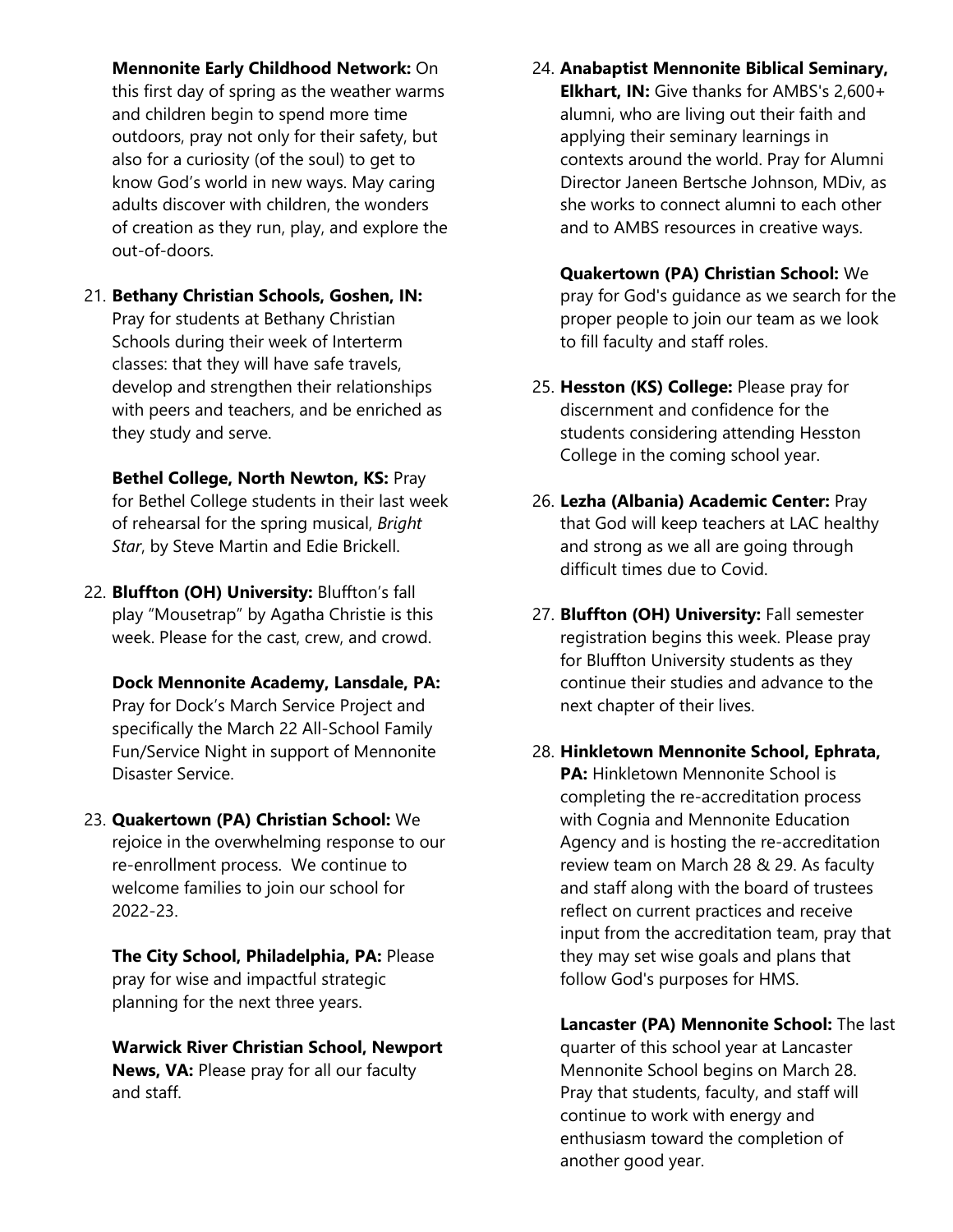**Mennonite Early Childhood Network:** On this first day of spring as the weather warms and children begin to spend more time outdoors, pray not only for their safety, but also for a curiosity (of the soul) to get to know God's world in new ways. May caring adults discover with children, the wonders of creation as they run, play, and explore the out-of-doors.

21. **Bethany Christian Schools, Goshen, IN:** Pray for students at Bethany Christian Schools during their week of Interterm classes: that they will have safe travels, develop and strengthen their relationships with peers and teachers, and be enriched as they study and serve.

    **Bethel College, North Newton, KS:** Pray for Bethel College students in their last week of rehearsal for the spring musical, *Bright Star*, by Steve Martin and Edie Brickell.

22. **Bluffton (OH) University:** Bluffton's fall play "Mousetrap" by Agatha Christie is this week. Please for the cast, crew, and crowd.

    **Dock Mennonite Academy, Lansdale, PA:** Pray for Dock's March Service Project and specifically the March 22 All-School Family Fun/Service Night in support of Mennonite Disaster Service.

23. **Quakertown (PA) Christian School:** We rejoice in the overwhelming response to our re-enrollment process. We continue to welcome families to join our school for 2022-23.

    **The City School, Philadelphia, PA:** Please pray for wise and impactful strategic planning for the next three years.

    **Warwick River Christian School, Newport News, VA:** Please pray for all our faculty and staff.

24. **Anabaptist Mennonite Biblical Seminary, Elkhart, IN:** Give thanks for AMBS's 2,600+ alumni, who are living out their faith and applying their seminary learnings in contexts around the world. Pray for Alumni Director Janeen Bertsche Johnson, MDiv, as she works to connect alumni to each other and to AMBS resources in creative ways.

    **Quakertown (PA) Christian School:** We pray for God's guidance as we search for the proper people to join our team as we look to fill faculty and staff roles.

25. **Hesston (KS) College:** Please pray for discernment and confidence for the students considering attending Hesston College in the coming school year.

26. **Lezha (Albania) Academic Center:** Pray that God will keep teachers at LAC healthy and strong as we all are going through difficult times due to Covid.

27. **Bluffton (OH) University:** Fall semester registration begins this week. Please pray for Bluffton University students as they continue their studies and advance to the next chapter of their lives.

28. **Hinkletown Mennonite School, Ephrata, PA:** Hinkletown Mennonite School is completing the re-accreditation process with Cognia and Mennonite Education Agency and is hosting the re-accreditation review team on March 28 & 29. As faculty and staff along with the board of trustees reflect on current practices and receive input from the accreditation team, pray that they may set wise goals and plans that follow God's purposes for HMS.

    **Lancaster (PA) Mennonite School:** The last quarter of this school year at Lancaster Mennonite School begins on March 28. Pray that students, faculty, and staff will continue to work with energy and enthusiasm toward the completion of another good year.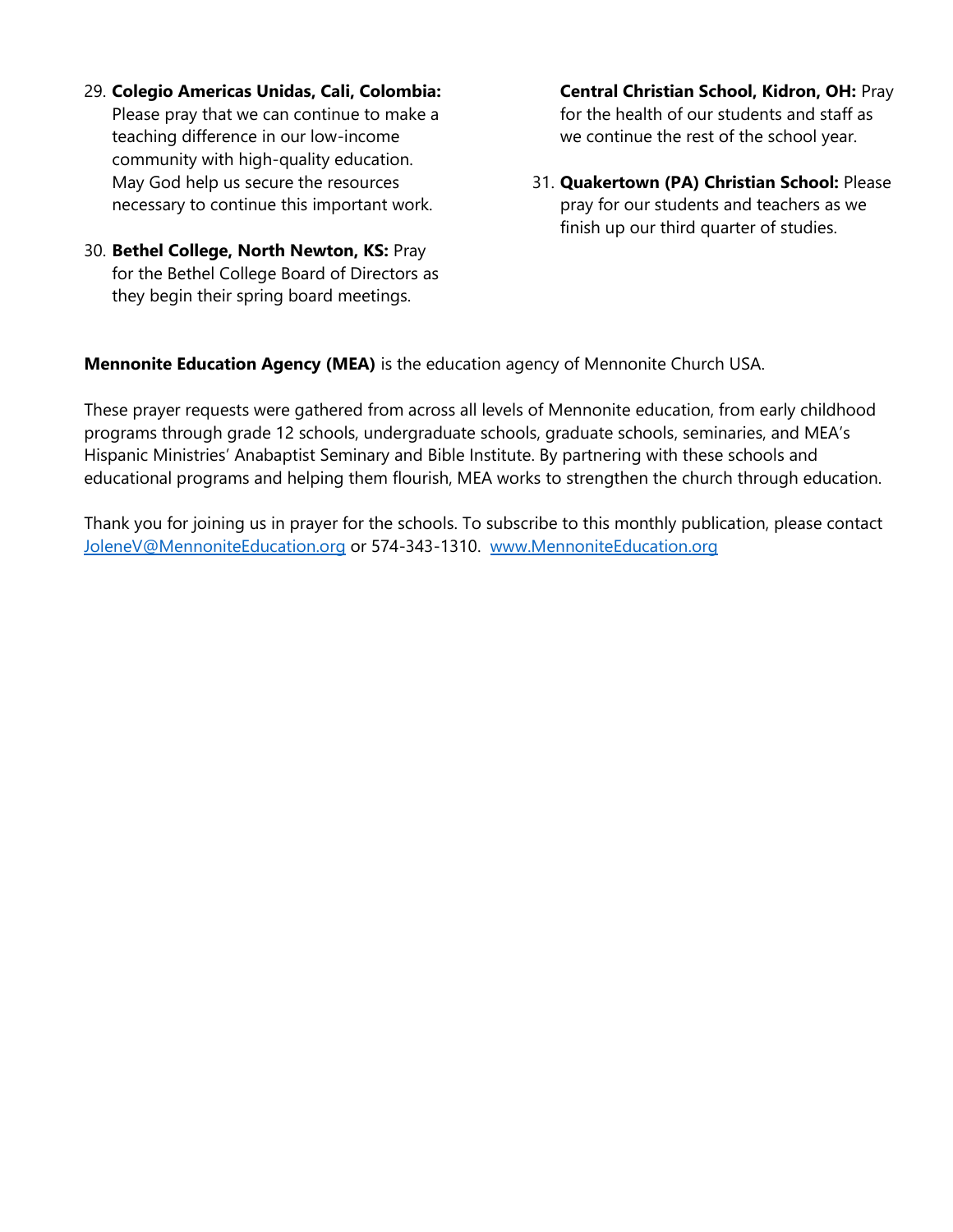29. **Colegio Americas Unidas, Cali, Colombia:** Please pray that we can continue to make a teaching difference in our low-income community with high-quality education. May God help us secure the resources necessary to continue this important work.

30. **Bethel College, North Newton, KS:** Pray for the Bethel College Board of Directors as they begin their spring board meetings.

    **Central Christian School, Kidron, OH:** Pray for the health of our students and staff as we continue the rest of the school year.

31. **Quakertown (PA) Christian School:** Please pray for our students and teachers as we finish up our third quarter of studies.

**Mennonite Education Agency (MEA)** is the education agency of Mennonite Church USA.

These prayer requests were gathered from across all levels of Mennonite education, from early childhood programs through grade 12 schools, undergraduate schools, graduate schools, seminaries, and MEA's Hispanic Ministries' Anabaptist Seminary and Bible Institute. By partnering with these schools and educational programs and helping them flourish, MEA works to strengthen the church through education.

Thank you for joining us in prayer for the schools. To subscribe to this monthly publication, please contact JoleneV@MennoniteEducation.org or 574-343-1310. www.MennoniteEducation.org